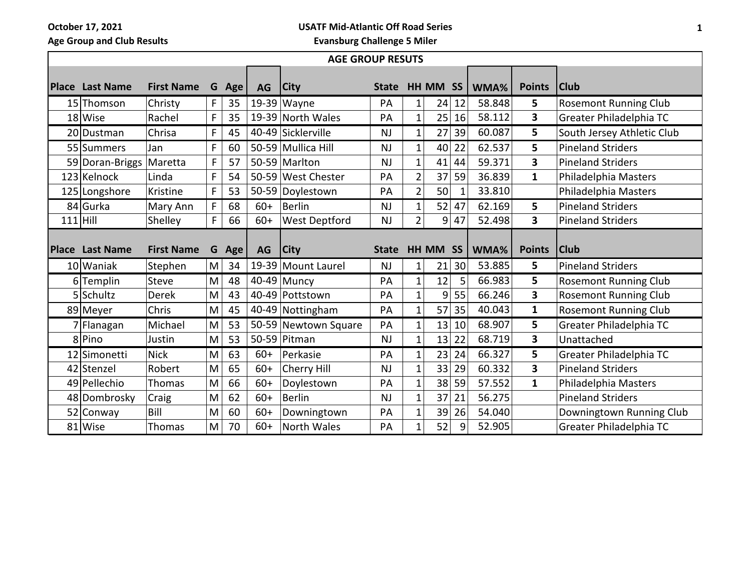October 17, 2021

Age Group and Club Results

**USATF Mid-Atlantic Off Road Series**

**Evansburg Challenge 5 Miler**

## AGE GROUP RESUTS

| Place | Last Name | First Name | G | Age | AG | City | State | HH | MM | SS | WMA% | Points | Club |
|---|---|---|---|---|---|---|---|---|---|---|---|---|---|
| 15 | Thomson | Christy | F | 35 | 19-39 | Wayne | PA | 1 | 24 | 12 | 58.848 | 5 | Rosemont Running Club |
| 18 | Wise | Rachel | F | 35 | 19-39 | North Wales | PA | 1 | 25 | 16 | 58.112 | 3 | Greater Philadelphia TC |
| 20 | Dustman | Chrisa | F | 45 | 40-49 | Sicklerville | NJ | 1 | 27 | 39 | 60.087 | 5 | South Jersey Athletic Club |
| 55 | Summers | Jan | F | 60 | 50-59 | Mullica Hill | NJ | 1 | 40 | 22 | 62.537 | 5 | Pineland Striders |
| 59 | Doran-Briggs | Maretta | F | 57 | 50-59 | Marlton | NJ | 1 | 41 | 44 | 59.371 | 3 | Pineland Striders |
| 123 | Kelnock | Linda | F | 54 | 50-59 | West Chester | PA | 2 | 37 | 59 | 36.839 | 1 | Philadelphia Masters |
| 125 | Longshore | Kristine | F | 53 | 50-59 | Doylestown | PA | 2 | 50 | 1 | 33.810 | | Philadelphia Masters |
| 84 | Gurka | Mary Ann | F | 68 | 60+ | Berlin | NJ | 1 | 52 | 47 | 62.169 | 5 | Pineland Striders |
| 111 | Hill | Shelley | F | 66 | 60+ | West Deptford | NJ | 2 | 9 | 47 | 52.498 | 3 | Pineland Striders |

| Place | Last Name | First Name | G | Age | AG | City | State | HH | MM | SS | WMA% | Points | Club |
|---|---|---|---|---|---|---|---|---|---|---|---|---|---|
| 10 | Waniak | Stephen | M | 34 | 19-39 | Mount Laurel | NJ | 1 | 21 | 30 | 53.885 | 5 | Pineland Striders |
| 6 | Templin | Steve | M | 48 | 40-49 | Muncy | PA | 1 | 12 | 5 | 66.983 | 5 | Rosemont Running Club |
| 5 | Schultz | Derek | M | 43 | 40-49 | Pottstown | PA | 1 | 9 | 55 | 66.246 | 3 | Rosemont Running Club |
| 89 | Meyer | Chris | M | 45 | 40-49 | Nottingham | PA | 1 | 57 | 35 | 40.043 | 1 | Rosemont Running Club |
| 7 | Flanagan | Michael | M | 53 | 50-59 | Newtown Square | PA | 1 | 13 | 10 | 68.907 | 5 | Greater Philadelphia TC |
| 8 | Pino | Justin | M | 53 | 50-59 | Pitman | NJ | 1 | 13 | 22 | 68.719 | 3 | Unattached |
| 12 | Simonetti | Nick | M | 63 | 60+ | Perkasie | PA | 1 | 23 | 24 | 66.327 | 5 | Greater Philadelphia TC |
| 42 | Stenzel | Robert | M | 65 | 60+ | Cherry Hill | NJ | 1 | 33 | 29 | 60.332 | 3 | Pineland Striders |
| 49 | Pellechio | Thomas | M | 66 | 60+ | Doylestown | PA | 1 | 38 | 59 | 57.552 | 1 | Philadelphia Masters |
| 48 | Dombrosky | Craig | M | 62 | 60+ | Berlin | NJ | 1 | 37 | 21 | 56.275 | | Pineland Striders |
| 52 | Conway | Bill | M | 60 | 60+ | Downingtown | PA | 1 | 39 | 26 | 54.040 | | Downingtown Running Club |
| 81 | Wise | Thomas | M | 70 | 60+ | North Wales | PA | 1 | 52 | 9 | 52.905 | | Greater Philadelphia TC |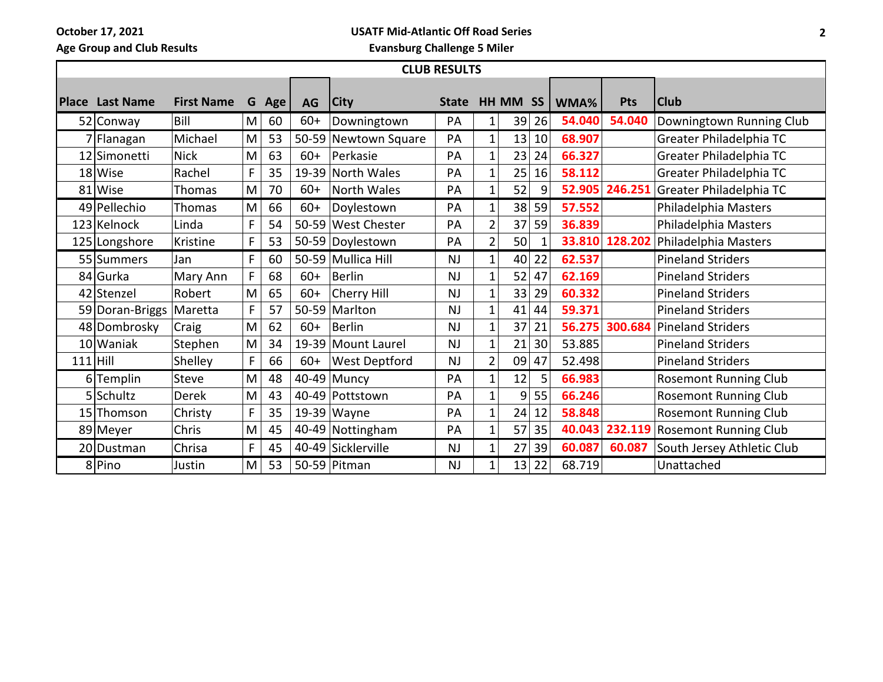October 17, 2021
**Age Group and Club Results**

**USATF Mid-Atlantic Off Road Series**
**Evansburg Challenge 5 Miler**

## CLUB RESULTS

| Place | Last Name | First Name | G | Age | AG | City | State | HH | MM | SS | WMA% | Pts | Club |
|---|---|---|---|---|---|---|---|---|---|---|---|---|---|
| 52 | Conway | Bill | M | 60 | 60+ | Downingtown | PA | 1 | 39 | 26 | **54.040** | **54.040** | Downingtown Running Club |
| 7 | Flanagan | Michael | M | 53 | 50-59 | Newtown Square | PA | 1 | 13 | 10 | **68.907** | | Greater Philadelphia TC |
| 12 | Simonetti | Nick | M | 63 | 60+ | Perkasie | PA | 1 | 23 | 24 | **66.327** | | Greater Philadelphia TC |
| 18 | Wise | Rachel | F | 35 | 19-39 | North Wales | PA | 1 | 25 | 16 | **58.112** | | Greater Philadelphia TC |
| 81 | Wise | Thomas | M | 70 | 60+ | North Wales | PA | 1 | 52 | 9 | **52.905** | **246.251** | Greater Philadelphia TC |
| 49 | Pellechio | Thomas | M | 66 | 60+ | Doylestown | PA | 1 | 38 | 59 | **57.552** | | Philadelphia Masters |
| 123 | Kelnock | Linda | F | 54 | 50-59 | West Chester | PA | 2 | 37 | 59 | **36.839** | | Philadelphia Masters |
| 125 | Longshore | Kristine | F | 53 | 50-59 | Doylestown | PA | 2 | 50 | 1 | **33.810** | **128.202** | Philadelphia Masters |
| 55 | Summers | Jan | F | 60 | 50-59 | Mullica Hill | NJ | 1 | 40 | 22 | **62.537** | | Pineland Striders |
| 84 | Gurka | Mary Ann | F | 68 | 60+ | Berlin | NJ | 1 | 52 | 47 | **62.169** | | Pineland Striders |
| 42 | Stenzel | Robert | M | 65 | 60+ | Cherry Hill | NJ | 1 | 33 | 29 | **60.332** | | Pineland Striders |
| 59 | Doran-Briggs | Maretta | F | 57 | 50-59 | Marlton | NJ | 1 | 41 | 44 | **59.371** | | Pineland Striders |
| 48 | Dombrosky | Craig | M | 62 | 60+ | Berlin | NJ | 1 | 37 | 21 | **56.275** | **300.684** | Pineland Striders |
| 10 | Waniak | Stephen | M | 34 | 19-39 | Mount Laurel | NJ | 1 | 21 | 30 | 53.885 | | Pineland Striders |
| 111 | Hill | Shelley | F | 66 | 60+ | West Deptford | NJ | 2 | 09 | 47 | 52.498 | | Pineland Striders |
| 6 | Templin | Steve | M | 48 | 40-49 | Muncy | PA | 1 | 12 | 5 | **66.983** | | Rosemont Running Club |
| 5 | Schultz | Derek | M | 43 | 40-49 | Pottstown | PA | 1 | 9 | 55 | **66.246** | | Rosemont Running Club |
| 15 | Thomson | Christy | F | 35 | 19-39 | Wayne | PA | 1 | 24 | 12 | **58.848** | | Rosemont Running Club |
| 89 | Meyer | Chris | M | 45 | 40-49 | Nottingham | PA | 1 | 57 | 35 | **40.043** | **232.119** | Rosemont Running Club |
| 20 | Dustman | Chrisa | F | 45 | 40-49 | Sicklerville | NJ | 1 | 27 | 39 | **60.087** | **60.087** | South Jersey Athletic Club |
| 8 | Pino | Justin | M | 53 | 50-59 | Pitman | NJ | 1 | 13 | 22 | 68.719 | | Unattached |